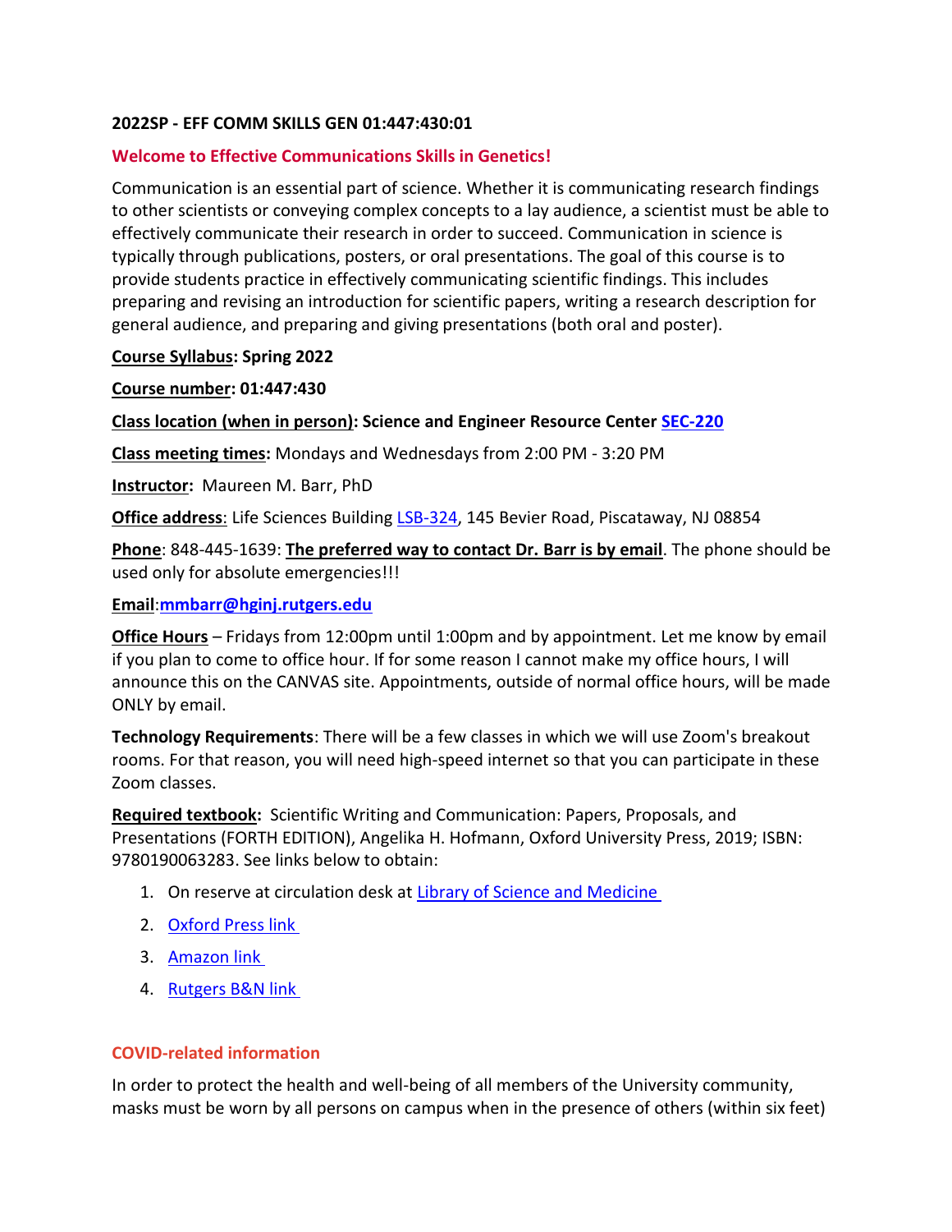**2022SP - EFF COMM SKILLS GEN 01:447:430:01**

## Welcome to Effective Communications Skills in Genetics!

Communication is an essential part of science. Whether it is communicating research findings to other scientists or conveying complex concepts to a lay audience, a scientist must be able to effectively communicate their research in order to succeed. Communication in science is typically through publications, posters, or oral presentations. The goal of this course is to provide students practice in effectively communicating scientific findings. This includes preparing and revising an introduction for scientific papers, writing a research description for general audience, and preparing and giving presentations (both oral and poster).

**Course Syllabus: Spring 2022**

**Course number: 01:447:430**

**Class location (when in person): Science and Engineer Resource Center SEC-220**

**Class meeting times:** Mondays and Wednesdays from 2:00 PM - 3:20 PM

**Instructor:** Maureen M. Barr, PhD

**Office address**: Life Sciences Building LSB-324, 145 Bevier Road, Piscataway, NJ 08854

**Phone**: 848-445-1639: **The preferred way to contact Dr. Barr is by email**. The phone should be used only for absolute emergencies!!!

**Email**:**mmbarr@hginj.rutgers.edu**

**Office Hours** – Fridays from 12:00pm until 1:00pm and by appointment. Let me know by email if you plan to come to office hour. If for some reason I cannot make my office hours, I will announce this on the CANVAS site. Appointments, outside of normal office hours, will be made ONLY by email.

**Technology Requirements**: There will be a few classes in which we will use Zoom's breakout rooms. For that reason, you will need high-speed internet so that you can participate in these Zoom classes.

**Required textbook:** Scientific Writing and Communication: Papers, Proposals, and Presentations (FORTH EDITION), Angelika H. Hofmann, Oxford University Press, 2019; ISBN: 9780190063283. See links below to obtain:

1. On reserve at circulation desk at Library of Science and Medicine
2. Oxford Press link
3. Amazon link
4. Rutgers B&N link

## COVID-related information

In order to protect the health and well-being of all members of the University community, masks must be worn by all persons on campus when in the presence of others (within six feet)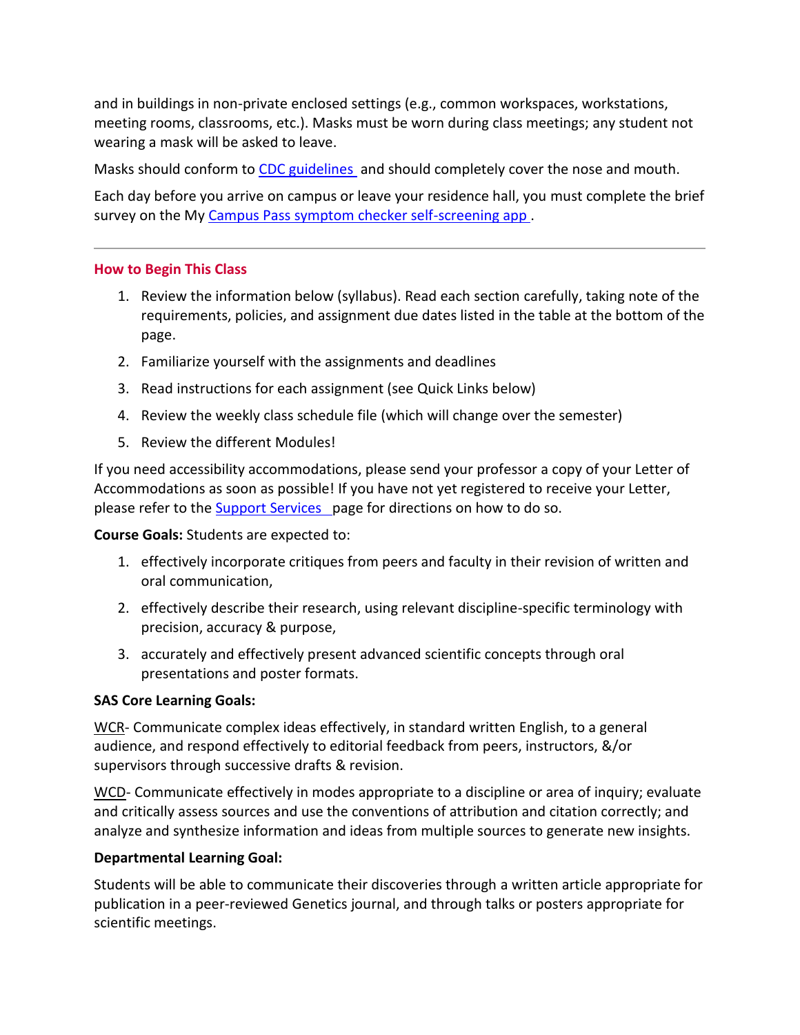and in buildings in non-private enclosed settings (e.g., common workspaces, workstations, meeting rooms, classrooms, etc.). Masks must be worn during class meetings; any student not wearing a mask will be asked to leave.

Masks should conform to [CDC guidelines](#) and should completely cover the nose and mouth.

Each day before you arrive on campus or leave your residence hall, you must complete the brief survey on the My [Campus Pass symptom checker self-screening app](#).

---

## How to Begin This Class

1. Review the information below (syllabus). Read each section carefully, taking note of the requirements, policies, and assignment due dates listed in the table at the bottom of the page.
2. Familiarize yourself with the assignments and deadlines
3. Read instructions for each assignment (see Quick Links below)
4. Review the weekly class schedule file (which will change over the semester)
5. Review the different Modules!

If you need accessibility accommodations, please send your professor a copy of your Letter of Accommodations as soon as possible! If you have not yet registered to receive your Letter, please refer to the [Support Services](#) page for directions on how to do so.

**Course Goals:** Students are expected to:

1. effectively incorporate critiques from peers and faculty in their revision of written and oral communication,
2. effectively describe their research, using relevant discipline-specific terminology with precision, accuracy & purpose,
3. accurately and effectively present advanced scientific concepts through oral presentations and poster formats.

**SAS Core Learning Goals:**

WCR- Communicate complex ideas effectively, in standard written English, to a general audience, and respond effectively to editorial feedback from peers, instructors, &/or supervisors through successive drafts & revision.

WCD- Communicate effectively in modes appropriate to a discipline or area of inquiry; evaluate and critically assess sources and use the conventions of attribution and citation correctly; and analyze and synthesize information and ideas from multiple sources to generate new insights.

**Departmental Learning Goal:**

Students will be able to communicate their discoveries through a written article appropriate for publication in a peer-reviewed Genetics journal, and through talks or posters appropriate for scientific meetings.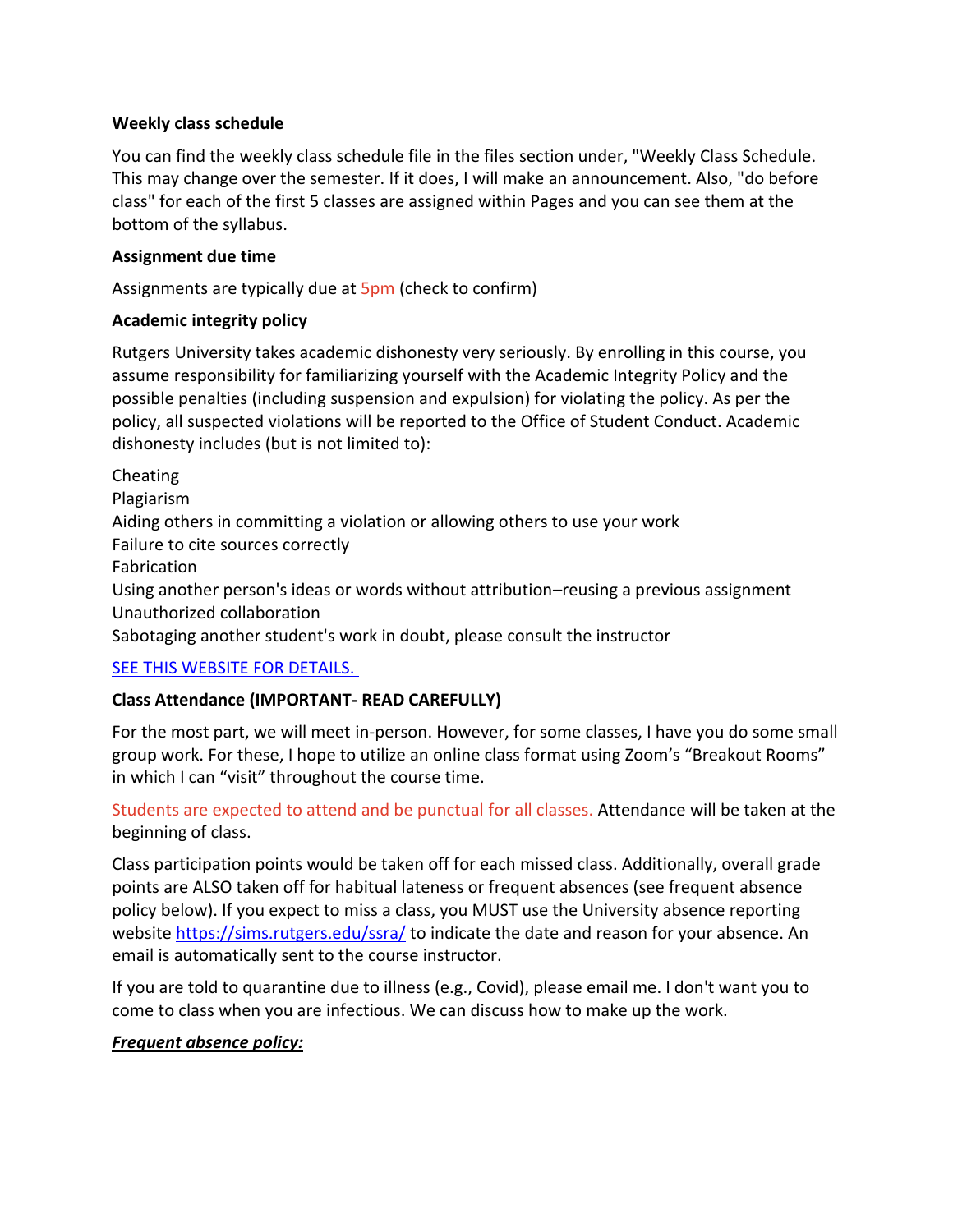**Weekly class schedule**

You can find the weekly class schedule file in the files section under, "Weekly Class Schedule. This may change over the semester. If it does, I will make an announcement. Also, "do before class" for each of the first 5 classes are assigned within Pages and you can see them at the bottom of the syllabus.

**Assignment due time**

Assignments are typically due at 5pm (check to confirm)

**Academic integrity policy**

Rutgers University takes academic dishonesty very seriously. By enrolling in this course, you assume responsibility for familiarizing yourself with the Academic Integrity Policy and the possible penalties (including suspension and expulsion) for violating the policy. As per the policy, all suspected violations will be reported to the Office of Student Conduct. Academic dishonesty includes (but is not limited to):

Cheating
Plagiarism
Aiding others in committing a violation or allowing others to use your work
Failure to cite sources correctly
Fabrication
Using another person's ideas or words without attribution–reusing a previous assignment
Unauthorized collaboration
Sabotaging another student's work in doubt, please consult the instructor

SEE THIS WEBSITE FOR DETAILS.

**Class Attendance (IMPORTANT- READ CAREFULLY)**

For the most part, we will meet in-person. However, for some classes, I have you do some small group work. For these, I hope to utilize an online class format using Zoom's "Breakout Rooms" in which I can "visit" throughout the course time.

Students are expected to attend and be punctual for all classes. Attendance will be taken at the beginning of class.

Class participation points would be taken off for each missed class. Additionally, overall grade points are ALSO taken off for habitual lateness or frequent absences (see frequent absence policy below). If you expect to miss a class, you MUST use the University absence reporting website https://sims.rutgers.edu/ssra/ to indicate the date and reason for your absence. An email is automatically sent to the course instructor.

If you are told to quarantine due to illness (e.g., Covid), please email me. I don't want you to come to class when you are infectious. We can discuss how to make up the work.

***Frequent absence policy:***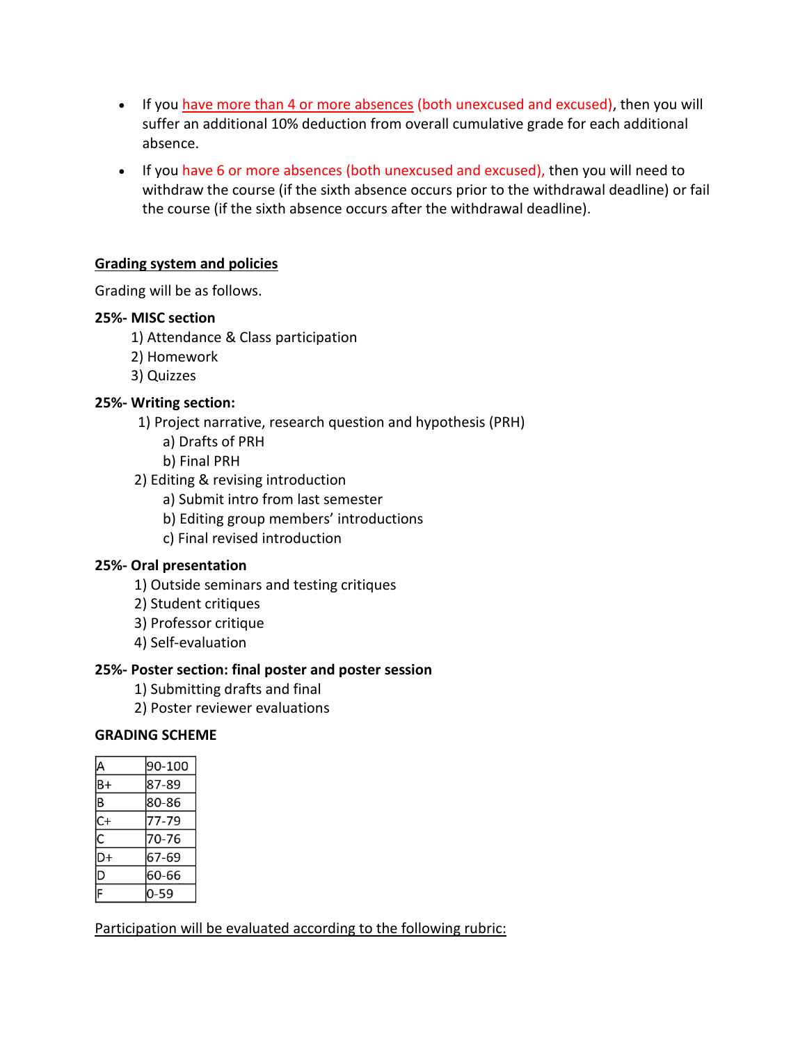- If you have more than 4 or more absences (both unexcused and excused), then you will suffer an additional 10% deduction from overall cumulative grade for each additional absence.
- If you have 6 or more absences (both unexcused and excused), then you will need to withdraw the course (if the sixth absence occurs prior to the withdrawal deadline) or fail the course (if the sixth absence occurs after the withdrawal deadline).

## Grading system and policies

Grading will be as follows.

**25%- MISC section**

1) Attendance & Class participation
2) Homework
3) Quizzes

**25%- Writing section:**

1) Project narrative, research question and hypothesis (PRH)
   a) Drafts of PRH
   b) Final PRH
2) Editing & revising introduction
   a) Submit intro from last semester
   b) Editing group members' introductions
   c) Final revised introduction

**25%- Oral presentation**

1) Outside seminars and testing critiques
2) Student critiques
3) Professor critique
4) Self-evaluation

**25%- Poster section: final poster and poster session**

1) Submitting drafts and final
2) Poster reviewer evaluations

**GRADING SCHEME**

| | |
|---|---|
| A | 90-100 |
| B+ | 87-89 |
| B | 80-86 |
| C+ | 77-79 |
| C | 70-76 |
| D+ | 67-69 |
| D | 60-66 |
| F | 0-59 |

Participation will be evaluated according to the following rubric: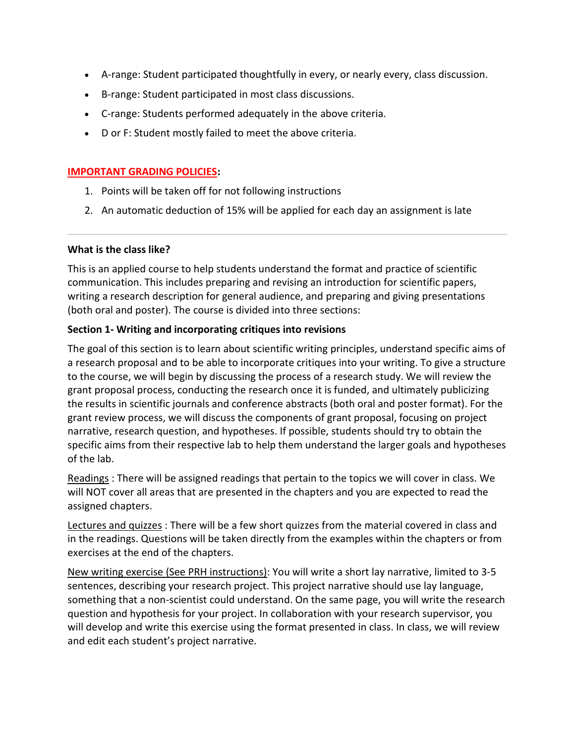- A-range: Student participated thoughtfully in every, or nearly every, class discussion.
- B-range: Student participated in most class discussions.
- C-range: Students performed adequately in the above criteria.
- D or F: Student mostly failed to meet the above criteria.

**IMPORTANT GRADING POLICIES:**

1. Points will be taken off for not following instructions
2. An automatic deduction of 15% will be applied for each day an assignment is late

---

**What is the class like?**

This is an applied course to help students understand the format and practice of scientific communication. This includes preparing and revising an introduction for scientific papers, writing a research description for general audience, and preparing and giving presentations (both oral and poster). The course is divided into three sections:

**Section 1- Writing and incorporating critiques into revisions**

The goal of this section is to learn about scientific writing principles, understand specific aims of a research proposal and to be able to incorporate critiques into your writing. To give a structure to the course, we will begin by discussing the process of a research study. We will review the grant proposal process, conducting the research once it is funded, and ultimately publicizing the results in scientific journals and conference abstracts (both oral and poster format). For the grant review process, we will discuss the components of grant proposal, focusing on project narrative, research question, and hypotheses. If possible, students should try to obtain the specific aims from their respective lab to help them understand the larger goals and hypotheses of the lab.

Readings : There will be assigned readings that pertain to the topics we will cover in class. We will NOT cover all areas that are presented in the chapters and you are expected to read the assigned chapters.

Lectures and quizzes : There will be a few short quizzes from the material covered in class and in the readings. Questions will be taken directly from the examples within the chapters or from exercises at the end of the chapters.

New writing exercise (See PRH instructions): You will write a short lay narrative, limited to 3-5 sentences, describing your research project. This project narrative should use lay language, something that a non-scientist could understand. On the same page, you will write the research question and hypothesis for your project. In collaboration with your research supervisor, you will develop and write this exercise using the format presented in class. In class, we will review and edit each student's project narrative.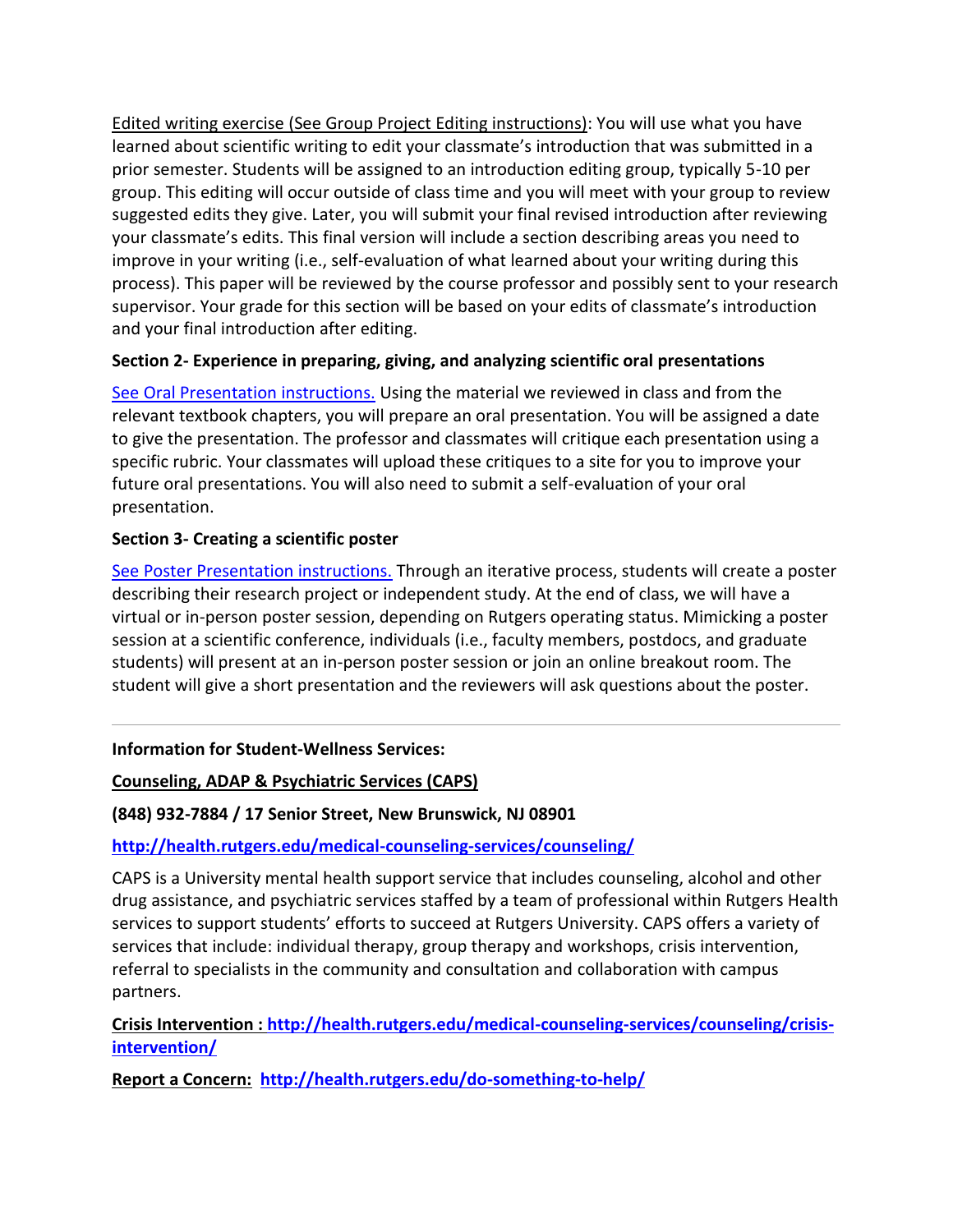Edited writing exercise (See Group Project Editing instructions): You will use what you have learned about scientific writing to edit your classmate's introduction that was submitted in a prior semester. Students will be assigned to an introduction editing group, typically 5-10 per group. This editing will occur outside of class time and you will meet with your group to review suggested edits they give. Later, you will submit your final revised introduction after reviewing your classmate's edits. This final version will include a section describing areas you need to improve in your writing (i.e., self-evaluation of what learned about your writing during this process). This paper will be reviewed by the course professor and possibly sent to your research supervisor. Your grade for this section will be based on your edits of classmate's introduction and your final introduction after editing.

**Section 2- Experience in preparing, giving, and analyzing scientific oral presentations**

See Oral Presentation instructions. Using the material we reviewed in class and from the relevant textbook chapters, you will prepare an oral presentation. You will be assigned a date to give the presentation. The professor and classmates will critique each presentation using a specific rubric. Your classmates will upload these critiques to a site for you to improve your future oral presentations. You will also need to submit a self-evaluation of your oral presentation.

**Section 3- Creating a scientific poster**

See Poster Presentation instructions. Through an iterative process, students will create a poster describing their research project or independent study. At the end of class, we will have a virtual or in-person poster session, depending on Rutgers operating status. Mimicking a poster session at a scientific conference, individuals (i.e., faculty members, postdocs, and graduate students) will present at an in-person poster session or join an online breakout room. The student will give a short presentation and the reviewers will ask questions about the poster.

---

**Information for Student-Wellness Services:**

**Counseling, ADAP & Psychiatric Services (CAPS)**

**(848) 932-7884 / 17 Senior Street, New Brunswick, NJ 08901**

**http://health.rutgers.edu/medical-counseling-services/counseling/**

CAPS is a University mental health support service that includes counseling, alcohol and other drug assistance, and psychiatric services staffed by a team of professional within Rutgers Health services to support students' efforts to succeed at Rutgers University. CAPS offers a variety of services that include: individual therapy, group therapy and workshops, crisis intervention, referral to specialists in the community and consultation and collaboration with campus partners.

**Crisis Intervention : http://health.rutgers.edu/medical-counseling-services/counseling/crisis-intervention/**

**Report a Concern: http://health.rutgers.edu/do-something-to-help/**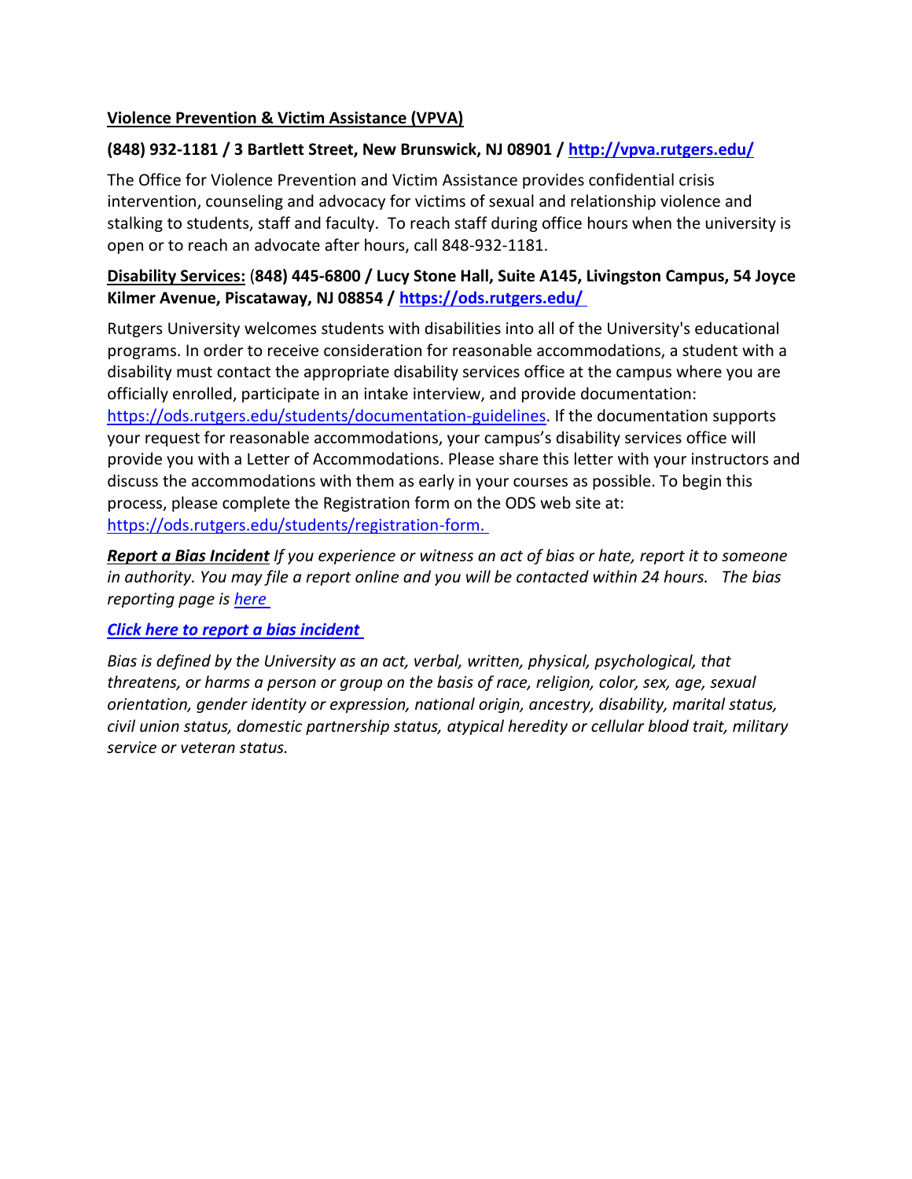**Violence Prevention & Victim Assistance (VPVA)**

**(848) 932-1181 / 3 Bartlett Street, New Brunswick, NJ 08901 / [http://vpva.rutgers.edu/](http://vpva.rutgers.edu/)**

The Office for Violence Prevention and Victim Assistance provides confidential crisis intervention, counseling and advocacy for victims of sexual and relationship violence and stalking to students, staff and faculty. To reach staff during office hours when the university is open or to reach an advocate after hours, call 848-932-1181.

**Disability Services: (848) 445-6800 / Lucy Stone Hall, Suite A145, Livingston Campus, 54 Joyce Kilmer Avenue, Piscataway, NJ 08854 / [https://ods.rutgers.edu/](https://ods.rutgers.edu/)**

Rutgers University welcomes students with disabilities into all of the University's educational programs. In order to receive consideration for reasonable accommodations, a student with a disability must contact the appropriate disability services office at the campus where you are officially enrolled, participate in an intake interview, and provide documentation: [https://ods.rutgers.edu/students/documentation-guidelines](https://ods.rutgers.edu/students/documentation-guidelines). If the documentation supports your request for reasonable accommodations, your campus's disability services office will provide you with a Letter of Accommodations. Please share this letter with your instructors and discuss the accommodations with them as early in your courses as possible. To begin this process, please complete the Registration form on the ODS web site at: [https://ods.rutgers.edu/students/registration-form.](https://ods.rutgers.edu/students/registration-form)

***Report a Bias Incident*** *If you experience or witness an act of bias or hate, report it to someone in authority. You may file a report online and you will be contacted within 24 hours. The bias reporting page is here*

***Click here to report a bias incident***

*Bias is defined by the University as an act, verbal, written, physical, psychological, that threatens, or harms a person or group on the basis of race, religion, color, sex, age, sexual orientation, gender identity or expression, national origin, ancestry, disability, marital status, civil union status, domestic partnership status, atypical heredity or cellular blood trait, military service or veteran status.*